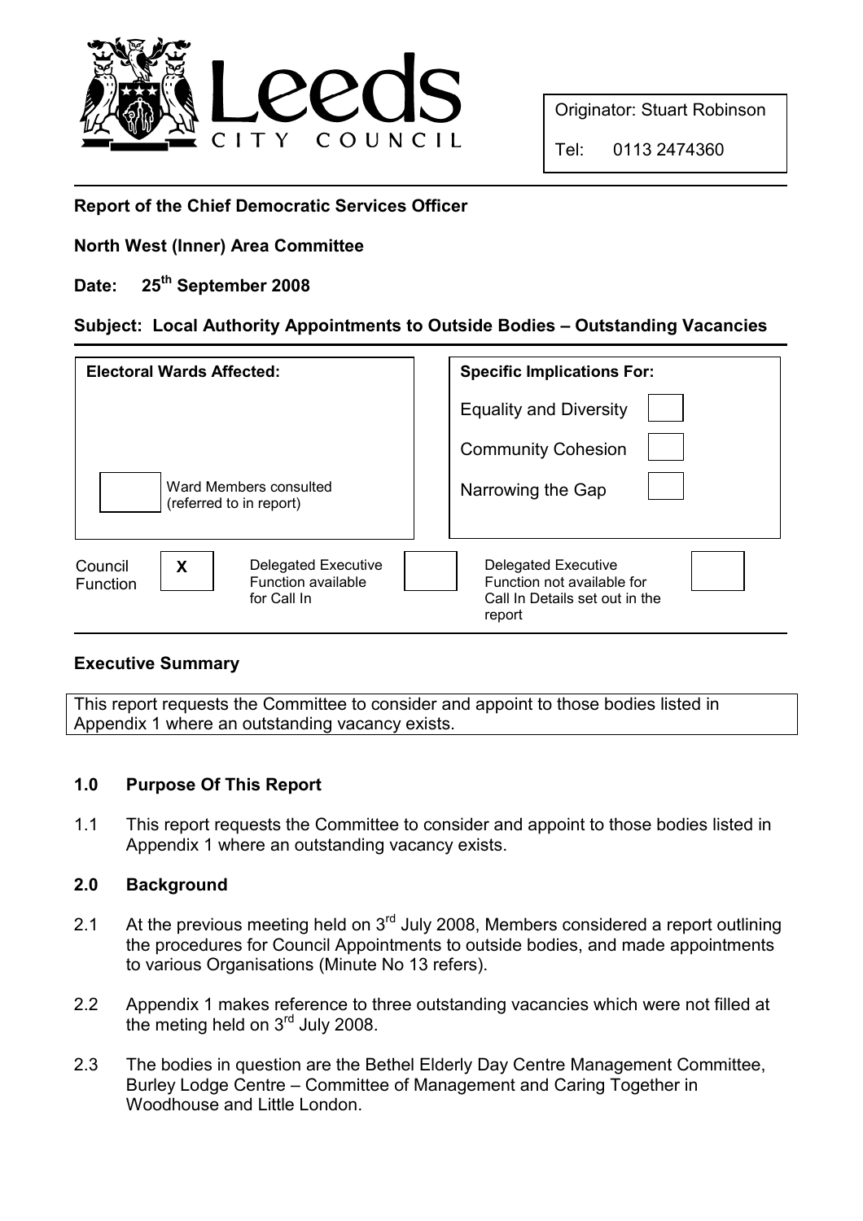Leeds CITY COUNCIL

| Originator: Stuart Robinson |
| --- |
| Tel: 0113 2474360 |

**Report of the Chief Democratic Services Officer**

**North West (Inner) Area Committee**

**Date: 25th September 2008**

**Subject: Local Authority Appointments to Outside Bodies – Outstanding Vacancies**

| Electoral Wards Affected: | Specific Implications For: | |
| --- | --- | --- |
| | Equality and Diversity | ☐ |
| | Community Cohesion | ☐ |
| ☐ Ward Members consulted (referred to in report) | Narrowing the Gap | ☐ |

| Council Function | X | Delegated Executive Function available for Call In | ☐ | Delegated Executive Function not available for Call In Details set out in the report | ☐ |
| --- | --- | --- | --- | --- | --- |

**Executive Summary**

This report requests the Committee to consider and appoint to those bodies listed in Appendix 1 where an outstanding vacancy exists.

### 1.0 Purpose Of This Report

1.1 This report requests the Committee to consider and appoint to those bodies listed in Appendix 1 where an outstanding vacancy exists.

### 2.0 Background

2.1 At the previous meeting held on 3rd July 2008, Members considered a report outlining the procedures for Council Appointments to outside bodies, and made appointments to various Organisations (Minute No 13 refers).

2.2 Appendix 1 makes reference to three outstanding vacancies which were not filled at the meting held on 3rd July 2008.

2.3 The bodies in question are the Bethel Elderly Day Centre Management Committee, Burley Lodge Centre – Committee of Management and Caring Together in Woodhouse and Little London.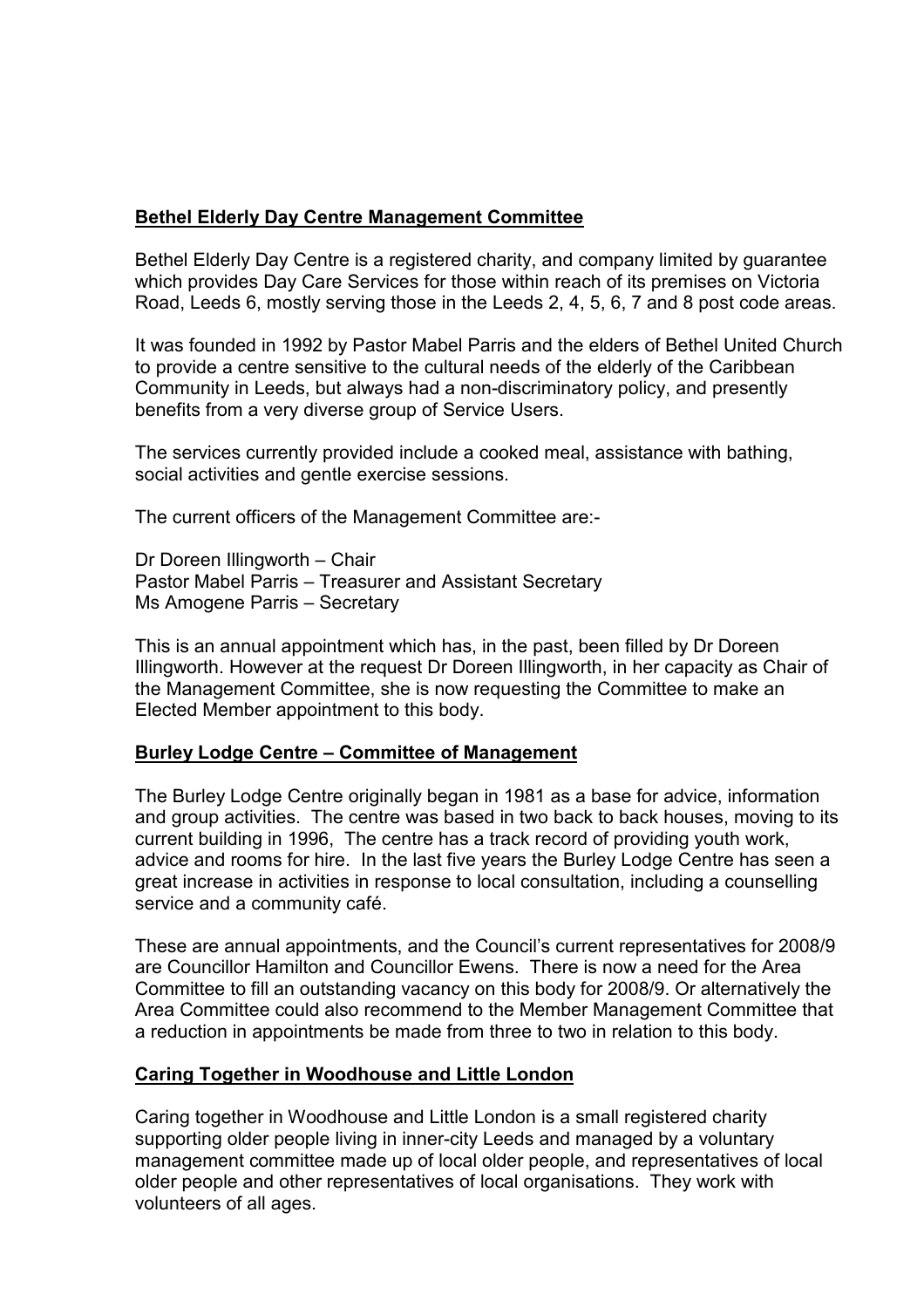**Bethel Elderly Day Centre Management Committee**

Bethel Elderly Day Centre is a registered charity, and company limited by guarantee which provides Day Care Services for those within reach of its premises on Victoria Road, Leeds 6, mostly serving those in the Leeds 2, 4, 5, 6, 7 and 8 post code areas.

It was founded in 1992 by Pastor Mabel Parris and the elders of Bethel United Church to provide a centre sensitive to the cultural needs of the elderly of the Caribbean Community in Leeds, but always had a non-discriminatory policy, and presently benefits from a very diverse group of Service Users.

The services currently provided include a cooked meal, assistance with bathing, social activities and gentle exercise sessions.

The current officers of the Management Committee are:-

Dr Doreen Illingworth – Chair
Pastor Mabel Parris – Treasurer and Assistant Secretary
Ms Amogene Parris – Secretary

This is an annual appointment which has, in the past, been filled by Dr Doreen Illingworth. However at the request Dr Doreen Illingworth, in her capacity as Chair of the Management Committee, she is now requesting the Committee to make an Elected Member appointment to this body.

**Burley Lodge Centre – Committee of Management**

The Burley Lodge Centre originally began in 1981 as a base for advice, information and group activities. The centre was based in two back to back houses, moving to its current building in 1996, The centre has a track record of providing youth work, advice and rooms for hire. In the last five years the Burley Lodge Centre has seen a great increase in activities in response to local consultation, including a counselling service and a community café.

These are annual appointments, and the Council's current representatives for 2008/9 are Councillor Hamilton and Councillor Ewens. There is now a need for the Area Committee to fill an outstanding vacancy on this body for 2008/9. Or alternatively the Area Committee could also recommend to the Member Management Committee that a reduction in appointments be made from three to two in relation to this body.

**Caring Together in Woodhouse and Little London**

Caring together in Woodhouse and Little London is a small registered charity supporting older people living in inner-city Leeds and managed by a voluntary management committee made up of local older people, and representatives of local older people and other representatives of local organisations. They work with volunteers of all ages.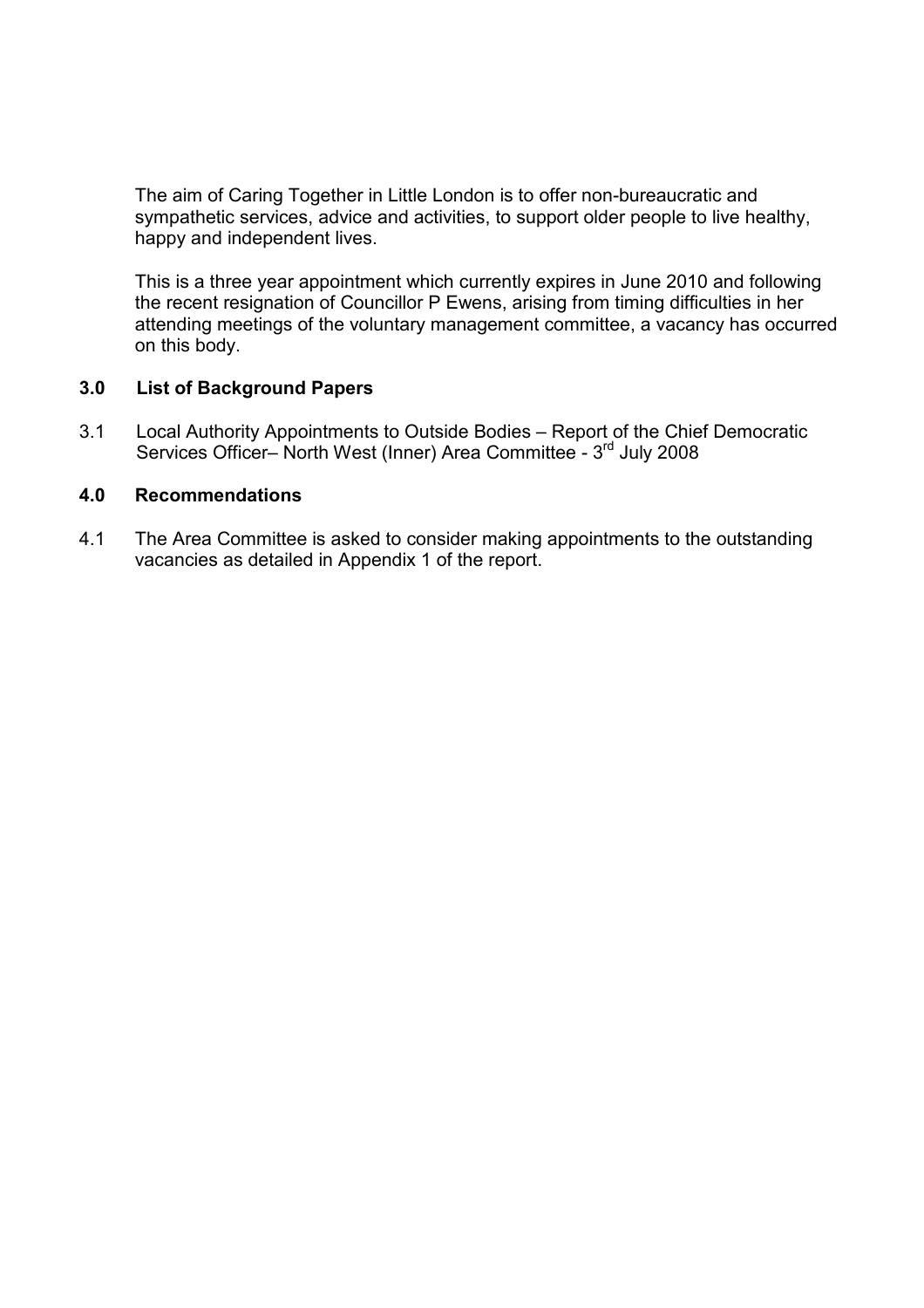The aim of Caring Together in Little London is to offer non-bureaucratic and sympathetic services, advice and activities, to support older people to live healthy, happy and independent lives.

This is a three year appointment which currently expires in June 2010 and following the recent resignation of Councillor P Ewens, arising from timing difficulties in her attending meetings of the voluntary management committee, a vacancy has occurred on this body.

## 3.0 List of Background Papers

3.1 Local Authority Appointments to Outside Bodies – Report of the Chief Democratic Services Officer– North West (Inner) Area Committee - 3rd July 2008

## 4.0 Recommendations

4.1 The Area Committee is asked to consider making appointments to the outstanding vacancies as detailed in Appendix 1 of the report.